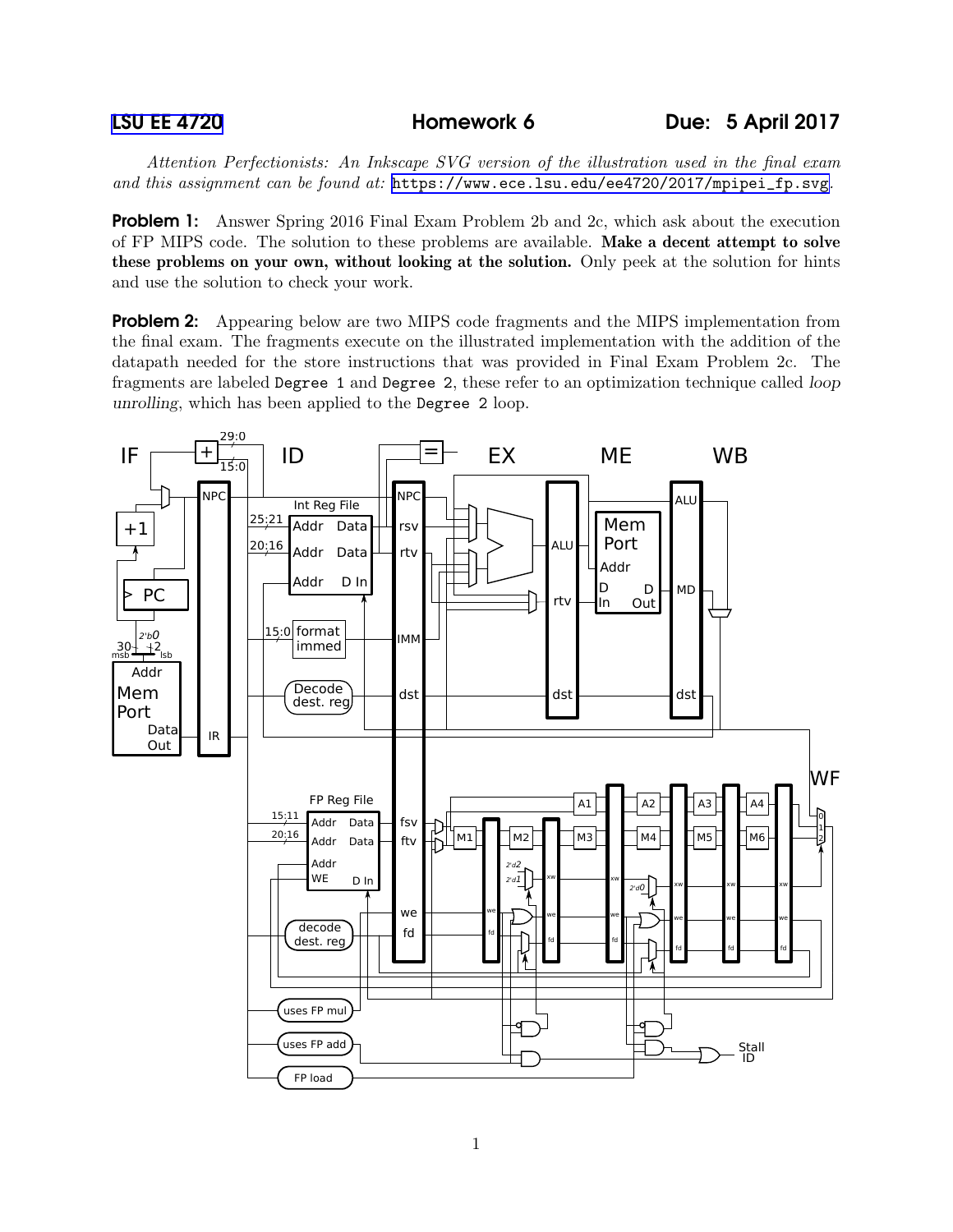LSU EE 4720 **Homework 6** **Due: 5 April 2017**

*Attention Perfectionists: An Inkscape SVG version of the illustration used in the final exam and this assignment can be found at:* https://www.ece.lsu.edu/ee4720/2017/mpipei_fp.svg.

**Problem 1:** Answer Spring 2016 Final Exam Problem 2b and 2c, which ask about the execution of FP MIPS code. The solution to these problems are available. **Make a decent attempt to solve these problems on your own, without looking at the solution.** Only peek at the solution for hints and use the solution to check your work.

**Problem 2:** Appearing below are two MIPS code fragments and the MIPS implementation from the final exam. The fragments execute on the illustrated implementation with the addition of the datapath needed for the store instructions that was provided in Final Exam Problem 2c. The fragments are labeled `Degree 1` and `Degree 2`, these refer to an optimization technique called *loop unrolling*, which has been applied to the `Degree 2` loop.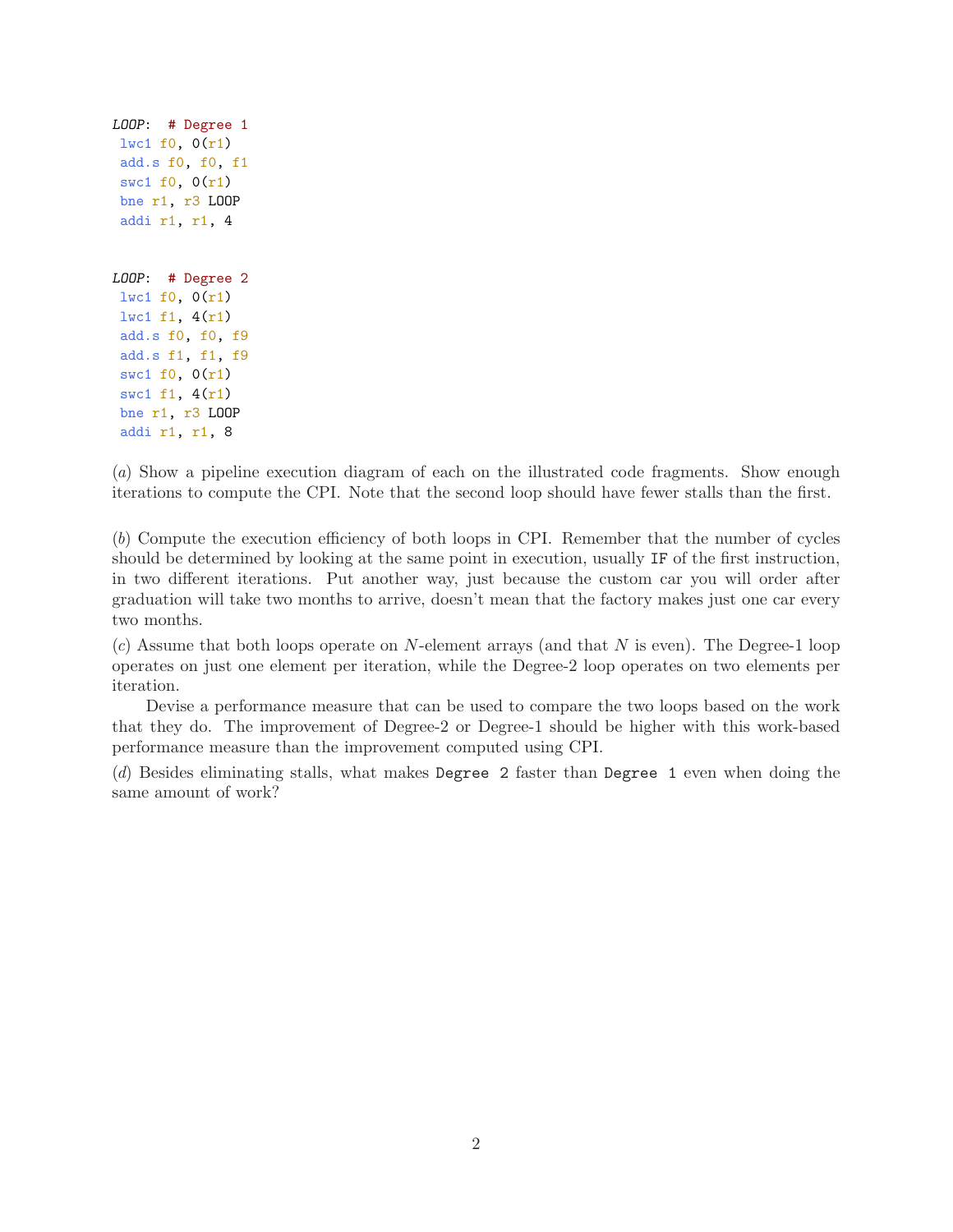```
LOOP:  # Degree 1
 lwc1 f0, 0(r1)
 add.s f0, f0, f1
 swc1 f0, 0(r1)
 bne r1, r3 LOOP
 addi r1, r1, 4
```

```
LOOP:  # Degree 2
 lwc1 f0, 0(r1)
 lwc1 f1, 4(r1)
 add.s f0, f0, f9
 add.s f1, f1, f9
 swc1 f0, 0(r1)
 swc1 f1, 4(r1)
 bne r1, r3 LOOP
 addi r1, r1, 8
```

(*a*) Show a pipeline execution diagram of each on the illustrated code fragments. Show enough iterations to compute the CPI. Note that the second loop should have fewer stalls than the first.

(*b*) Compute the execution efficiency of both loops in CPI. Remember that the number of cycles should be determined by looking at the same point in execution, usually `IF` of the first instruction, in two different iterations. Put another way, just because the custom car you will order after graduation will take two months to arrive, doesn't mean that the factory makes just one car every two months.

(*c*) Assume that both loops operate on $N$-element arrays (and that $N$ is even). The Degree-1 loop operates on just one element per iteration, while the Degree-2 loop operates on two elements per iteration.

Devise a performance measure that can be used to compare the two loops based on the work that they do. The improvement of Degree-2 or Degree-1 should be higher with this work-based performance measure than the improvement computed using CPI.

(*d*) Besides eliminating stalls, what makes `Degree 2` faster than `Degree 1` even when doing the same amount of work?